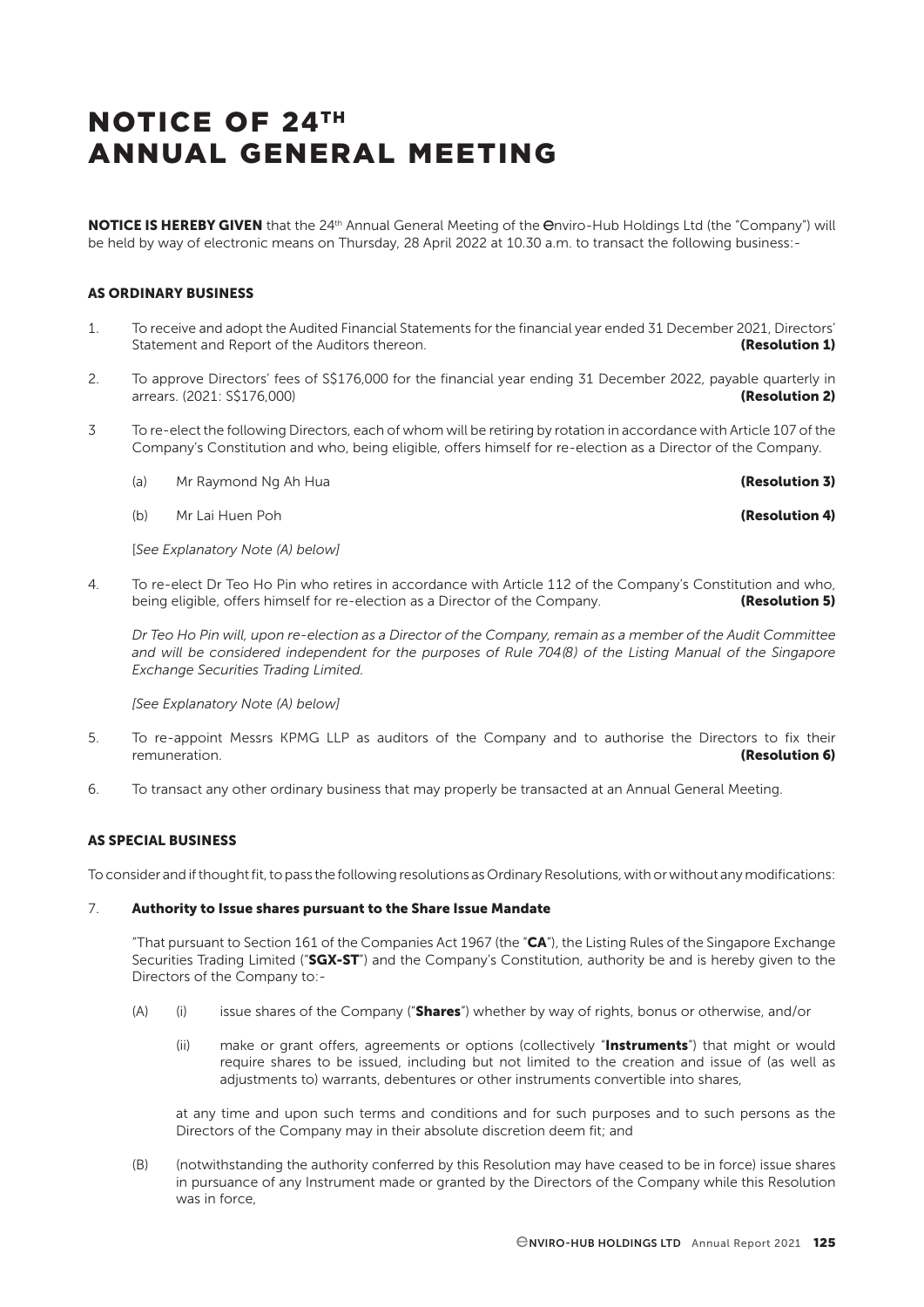# NOTICE OF 24TH ANNUAL GENERAL MEETING

**NOTICE IS HEREBY GIVEN** that the 24th Annual General Meeting of the Enviro-Hub Holdings Ltd (the "Company") will be held by way of electronic means on Thursday, 28 April 2022 at 10.30 a.m. to transact the following business:-

## AS ORDINARY BUSINESS

1. To receive and adopt the Audited Financial Statements for the financial year ended 31 December 2021, Directors' Statement and Report of the Auditors thereon. **(Resolution 1)**

2. To approve Directors' fees of S$176,000 for the financial year ending 31 December 2022, payable quarterly in arrears. (2021: S$176,000) **(Resolution 2)**

3. To re-elect the following Directors, each of whom will be retiring by rotation in accordance with Article 107 of the Company's Constitution and who, being eligible, offers himself for re-election as a Director of the Company.

   (a) Mr Raymond Ng Ah Hua **(Resolution 3)**

   (b) Mr Lai Huen Poh **(Resolution 4)**

   [*See Explanatory Note (A) below]*

4. To re-elect Dr Teo Ho Pin who retires in accordance with Article 112 of the Company's Constitution and who, being eligible, offers himself for re-election as a Director of the Company. **(Resolution 5)**

   *Dr Teo Ho Pin will, upon re-election as a Director of the Company, remain as a member of the Audit Committee and will be considered independent for the purposes of Rule 704(8) of the Listing Manual of the Singapore Exchange Securities Trading Limited.*

   *[See Explanatory Note (A) below]*

5. To re-appoint Messrs KPMG LLP as auditors of the Company and to authorise the Directors to fix their remuneration. **(Resolution 6)**

6. To transact any other ordinary business that may properly be transacted at an Annual General Meeting.

## AS SPECIAL BUSINESS

To consider and if thought fit, to pass the following resolutions as Ordinary Resolutions, with or without any modifications:

7. **Authority to Issue shares pursuant to the Share Issue Mandate**

   "That pursuant to Section 161 of the Companies Act 1967 (the "**CA**"), the Listing Rules of the Singapore Exchange Securities Trading Limited ("**SGX-ST**") and the Company's Constitution, authority be and is hereby given to the Directors of the Company to:-

   (A) (i) issue shares of the Company ("**Shares**") whether by way of rights, bonus or otherwise, and/or

   (ii) make or grant offers, agreements or options (collectively "**Instruments**") that might or would require shares to be issued, including but not limited to the creation and issue of (as well as adjustments to) warrants, debentures or other instruments convertible into shares,

   at any time and upon such terms and conditions and for such purposes and to such persons as the Directors of the Company may in their absolute discretion deem fit; and

   (B) (notwithstanding the authority conferred by this Resolution may have ceased to be in force) issue shares in pursuance of any Instrument made or granted by the Directors of the Company while this Resolution was in force,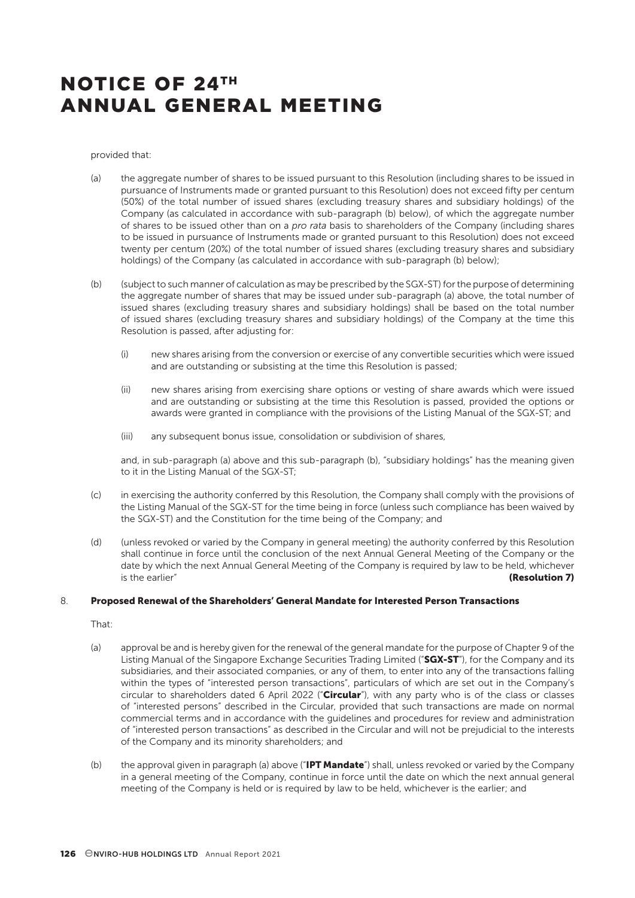# NOTICE OF 24TH ANNUAL GENERAL MEETING

provided that:

(a) the aggregate number of shares to be issued pursuant to this Resolution (including shares to be issued in pursuance of Instruments made or granted pursuant to this Resolution) does not exceed fifty per centum (50%) of the total number of issued shares (excluding treasury shares and subsidiary holdings) of the Company (as calculated in accordance with sub-paragraph (b) below), of which the aggregate number of shares to be issued other than on a *pro rata* basis to shareholders of the Company (including shares to be issued in pursuance of Instruments made or granted pursuant to this Resolution) does not exceed twenty per centum (20%) of the total number of issued shares (excluding treasury shares and subsidiary holdings) of the Company (as calculated in accordance with sub-paragraph (b) below);

(b) (subject to such manner of calculation as may be prescribed by the SGX-ST) for the purpose of determining the aggregate number of shares that may be issued under sub-paragraph (a) above, the total number of issued shares (excluding treasury shares and subsidiary holdings) shall be based on the total number of issued shares (excluding treasury shares and subsidiary holdings) of the Company at the time this Resolution is passed, after adjusting for:

   (i) new shares arising from the conversion or exercise of any convertible securities which were issued and are outstanding or subsisting at the time this Resolution is passed;

   (ii) new shares arising from exercising share options or vesting of share awards which were issued and are outstanding or subsisting at the time this Resolution is passed, provided the options or awards were granted in compliance with the provisions of the Listing Manual of the SGX-ST; and

   (iii) any subsequent bonus issue, consolidation or subdivision of shares,

   and, in sub-paragraph (a) above and this sub-paragraph (b), "subsidiary holdings" has the meaning given to it in the Listing Manual of the SGX-ST;

(c) in exercising the authority conferred by this Resolution, the Company shall comply with the provisions of the Listing Manual of the SGX-ST for the time being in force (unless such compliance has been waived by the SGX-ST) and the Constitution for the time being of the Company; and

(d) (unless revoked or varied by the Company in general meeting) the authority conferred by this Resolution shall continue in force until the conclusion of the next Annual General Meeting of the Company or the date by which the next Annual General Meeting of the Company is required by law to be held, whichever is the earlier" **(Resolution 7)**

8. **Proposed Renewal of the Shareholders' General Mandate for Interested Person Transactions**

That:

(a) approval be and is hereby given for the renewal of the general mandate for the purpose of Chapter 9 of the Listing Manual of the Singapore Exchange Securities Trading Limited ("**SGX-ST**"), for the Company and its subsidiaries, and their associated companies, or any of them, to enter into any of the transactions falling within the types of "interested person transactions", particulars of which are set out in the Company's circular to shareholders dated 6 April 2022 ("**Circular**"), with any party who is of the class or classes of "interested persons" described in the Circular, provided that such transactions are made on normal commercial terms and in accordance with the guidelines and procedures for review and administration of "interested person transactions" as described in the Circular and will not be prejudicial to the interests of the Company and its minority shareholders; and

(b) the approval given in paragraph (a) above ("**IPT Mandate**") shall, unless revoked or varied by the Company in a general meeting of the Company, continue in force until the date on which the next annual general meeting of the Company is held or is required by law to be held, whichever is the earlier; and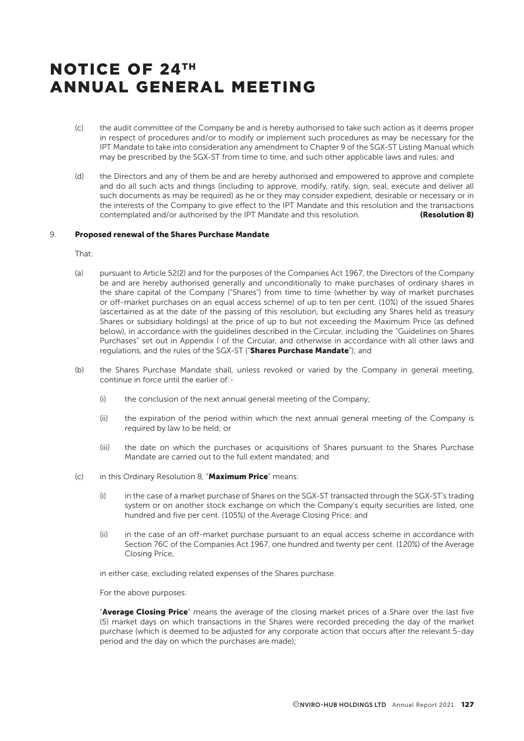# NOTICE OF 24TH ANNUAL GENERAL MEETING

(c) the audit committee of the Company be and is hereby authorised to take such action as it deems proper in respect of procedures and/or to modify or implement such procedures as may be necessary for the IPT Mandate to take into consideration any amendment to Chapter 9 of the SGX-ST Listing Manual which may be prescribed by the SGX-ST from time to time, and such other applicable laws and rules; and

(d) the Directors and any of them be and are hereby authorised and empowered to approve and complete and do all such acts and things (including to approve, modify, ratify, sign, seal, execute and deliver all such documents as may be required) as he or they may consider expedient, desirable or necessary or in the interests of the Company to give effect to the IPT Mandate and this resolution and the transactions contemplated and/or authorised by the IPT Mandate and this resolution. **(Resolution 8)**

9. **Proposed renewal of the Shares Purchase Mandate**

That:

(a) pursuant to Article 52(2) and for the purposes of the Companies Act 1967, the Directors of the Company be and are hereby authorised generally and unconditionally to make purchases of ordinary shares in the share capital of the Company ("Shares") from time to time (whether by way of market purchases or off-market purchases on an equal access scheme) of up to ten per cent. (10%) of the issued Shares (ascertained as at the date of the passing of this resolution, but excluding any Shares held as treasury Shares or subsidiary holdings) at the price of up to but not exceeding the Maximum Price (as defined below), in accordance with the guidelines described in the Circular, including the "Guidelines on Shares Purchases" set out in Appendix I of the Circular, and otherwise in accordance with all other laws and regulations, and the rules of the SGX-ST ("**Shares Purchase Mandate**"); and

(b) the Shares Purchase Mandate shall, unless revoked or varied by the Company in general meeting, continue in force until the earlier of:-

  (i) the conclusion of the next annual general meeting of the Company;

  (ii) the expiration of the period within which the next annual general meeting of the Company is required by law to be held; or

  (iii) the date on which the purchases or acquisitions of Shares pursuant to the Shares Purchase Mandate are carried out to the full extent mandated; and

(c) in this Ordinary Resolution 8, "**Maximum Price**" means:

  (i) in the case of a market purchase of Shares on the SGX-ST transacted through the SGX-ST's trading system or on another stock exchange on which the Company's equity securities are listed, one hundred and five per cent. (105%) of the Average Closing Price; and

  (ii) in the case of an off-market purchase pursuant to an equal access scheme in accordance with Section 76C of the Companies Act 1967, one hundred and twenty per cent. (120%) of the Average Closing Price,

in either case, excluding related expenses of the Shares purchase.

For the above purposes:

"**Average Closing Price**" means the average of the closing market prices of a Share over the last five (5) market days on which transactions in the Shares were recorded preceding the day of the market purchase (which is deemed to be adjusted for any corporate action that occurs after the relevant 5-day period and the day on which the purchases are made);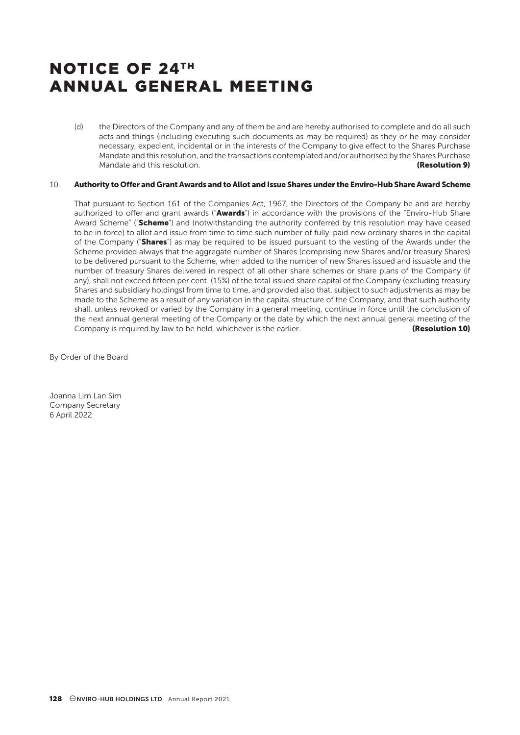# NOTICE OF 24TH ANNUAL GENERAL MEETING

(d) the Directors of the Company and any of them be and are hereby authorised to complete and do all such acts and things (including executing such documents as may be required) as they or he may consider necessary, expedient, incidental or in the interests of the Company to give effect to the Shares Purchase Mandate and this resolution, and the transactions contemplated and/or authorised by the Shares Purchase Mandate and this resolution. **(Resolution 9)**

10. **Authority to Offer and Grant Awards and to Allot and Issue Shares under the Enviro-Hub Share Award Scheme**

That pursuant to Section 161 of the Companies Act, 1967, the Directors of the Company be and are hereby authorized to offer and grant awards ("**Awards**") in accordance with the provisions of the "Enviro-Hub Share Award Scheme" ("**Scheme**") and (notwithstanding the authority conferred by this resolution may have ceased to be in force) to allot and issue from time to time such number of fully-paid new ordinary shares in the capital of the Company ("**Shares**") as may be required to be issued pursuant to the vesting of the Awards under the Scheme provided always that the aggregate number of Shares (comprising new Shares and/or treasury Shares) to be delivered pursuant to the Scheme, when added to the number of new Shares issued and issuable and the number of treasury Shares delivered in respect of all other share schemes or share plans of the Company (if any), shall not exceed fifteen per cent. (15%) of the total issued share capital of the Company (excluding treasury Shares and subsidiary holdings) from time to time, and provided also that, subject to such adjustments as may be made to the Scheme as a result of any variation in the capital structure of the Company, and that such authority shall, unless revoked or varied by the Company in a general meeting, continue in force until the conclusion of the next annual general meeting of the Company or the date by which the next annual general meeting of the Company is required by law to be held, whichever is the earlier. **(Resolution 10)**

By Order of the Board

Joanna Lim Lan Sim
Company Secretary
6 April 2022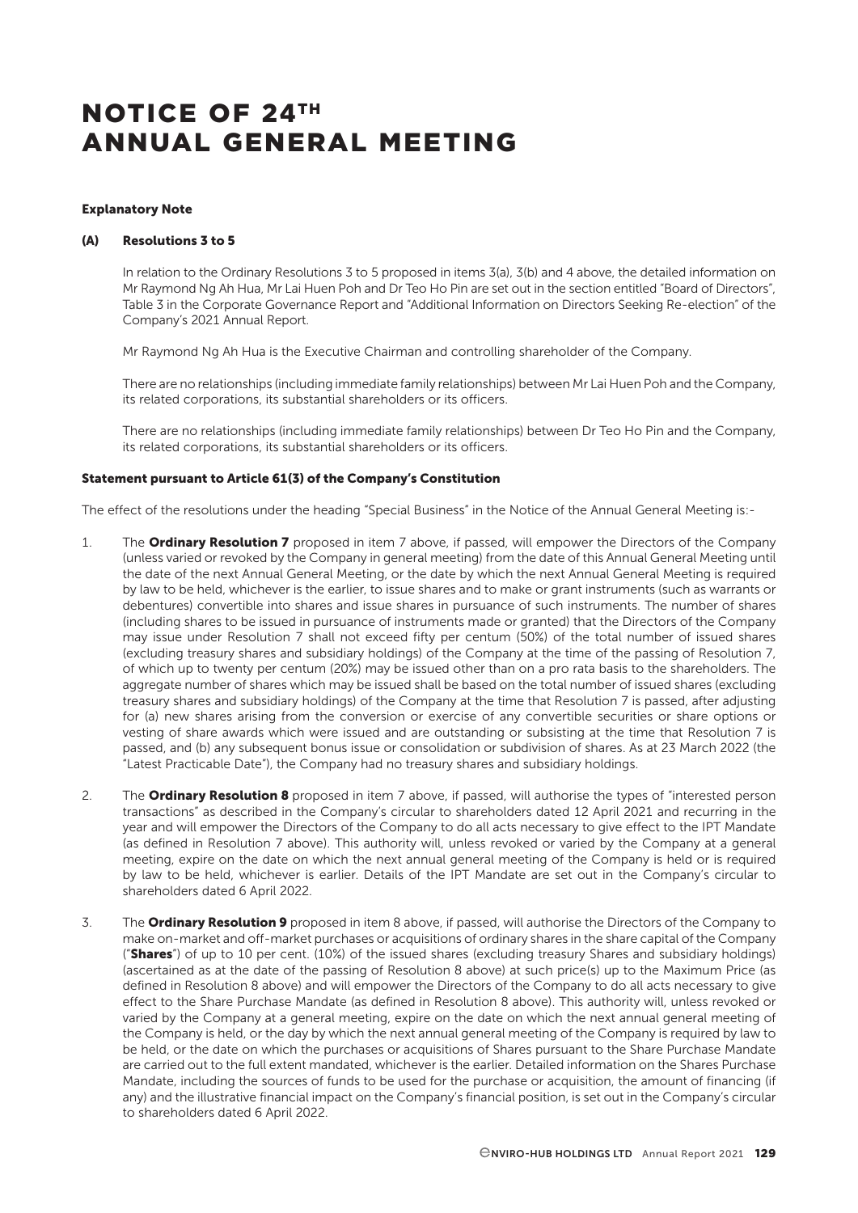# NOTICE OF 24TH ANNUAL GENERAL MEETING

**Explanatory Note**

**(A) Resolutions 3 to 5**

In relation to the Ordinary Resolutions 3 to 5 proposed in items 3(a), 3(b) and 4 above, the detailed information on Mr Raymond Ng Ah Hua, Mr Lai Huen Poh and Dr Teo Ho Pin are set out in the section entitled "Board of Directors", Table 3 in the Corporate Governance Report and "Additional Information on Directors Seeking Re-election" of the Company's 2021 Annual Report.

Mr Raymond Ng Ah Hua is the Executive Chairman and controlling shareholder of the Company.

There are no relationships (including immediate family relationships) between Mr Lai Huen Poh and the Company, its related corporations, its substantial shareholders or its officers.

There are no relationships (including immediate family relationships) between Dr Teo Ho Pin and the Company, its related corporations, its substantial shareholders or its officers.

**Statement pursuant to Article 61(3) of the Company's Constitution**

The effect of the resolutions under the heading "Special Business" in the Notice of the Annual General Meeting is:-

1. The **Ordinary Resolution 7** proposed in item 7 above, if passed, will empower the Directors of the Company (unless varied or revoked by the Company in general meeting) from the date of this Annual General Meeting until the date of the next Annual General Meeting, or the date by which the next Annual General Meeting is required by law to be held, whichever is the earlier, to issue shares and to make or grant instruments (such as warrants or debentures) convertible into shares and issue shares in pursuance of such instruments. The number of shares (including shares to be issued in pursuance of instruments made or granted) that the Directors of the Company may issue under Resolution 7 shall not exceed fifty per centum (50%) of the total number of issued shares (excluding treasury shares and subsidiary holdings) of the Company at the time of the passing of Resolution 7, of which up to twenty per centum (20%) may be issued other than on a pro rata basis to the shareholders. The aggregate number of shares which may be issued shall be based on the total number of issued shares (excluding treasury shares and subsidiary holdings) of the Company at the time that Resolution 7 is passed, after adjusting for (a) new shares arising from the conversion or exercise of any convertible securities or share options or vesting of share awards which were issued and are outstanding or subsisting at the time that Resolution 7 is passed, and (b) any subsequent bonus issue or consolidation or subdivision of shares. As at 23 March 2022 (the "Latest Practicable Date"), the Company had no treasury shares and subsidiary holdings.

2. The **Ordinary Resolution 8** proposed in item 7 above, if passed, will authorise the types of "interested person transactions" as described in the Company's circular to shareholders dated 12 April 2021 and recurring in the year and will empower the Directors of the Company to do all acts necessary to give effect to the IPT Mandate (as defined in Resolution 7 above). This authority will, unless revoked or varied by the Company at a general meeting, expire on the date on which the next annual general meeting of the Company is held or is required by law to be held, whichever is earlier. Details of the IPT Mandate are set out in the Company's circular to shareholders dated 6 April 2022.

3. The **Ordinary Resolution 9** proposed in item 8 above, if passed, will authorise the Directors of the Company to make on-market and off-market purchases or acquisitions of ordinary shares in the share capital of the Company ("**Shares**") of up to 10 per cent. (10%) of the issued shares (excluding treasury Shares and subsidiary holdings) (ascertained as at the date of the passing of Resolution 8 above) at such price(s) up to the Maximum Price (as defined in Resolution 8 above) and will empower the Directors of the Company to do all acts necessary to give effect to the Share Purchase Mandate (as defined in Resolution 8 above). This authority will, unless revoked or varied by the Company at a general meeting, expire on the date on which the next annual general meeting of the Company is held, or the day by which the next annual general meeting of the Company is required by law to be held, or the date on which the purchases or acquisitions of Shares pursuant to the Share Purchase Mandate are carried out to the full extent mandated, whichever is the earlier. Detailed information on the Shares Purchase Mandate, including the sources of funds to be used for the purchase or acquisition, the amount of financing (if any) and the illustrative financial impact on the Company's financial position, is set out in the Company's circular to shareholders dated 6 April 2022.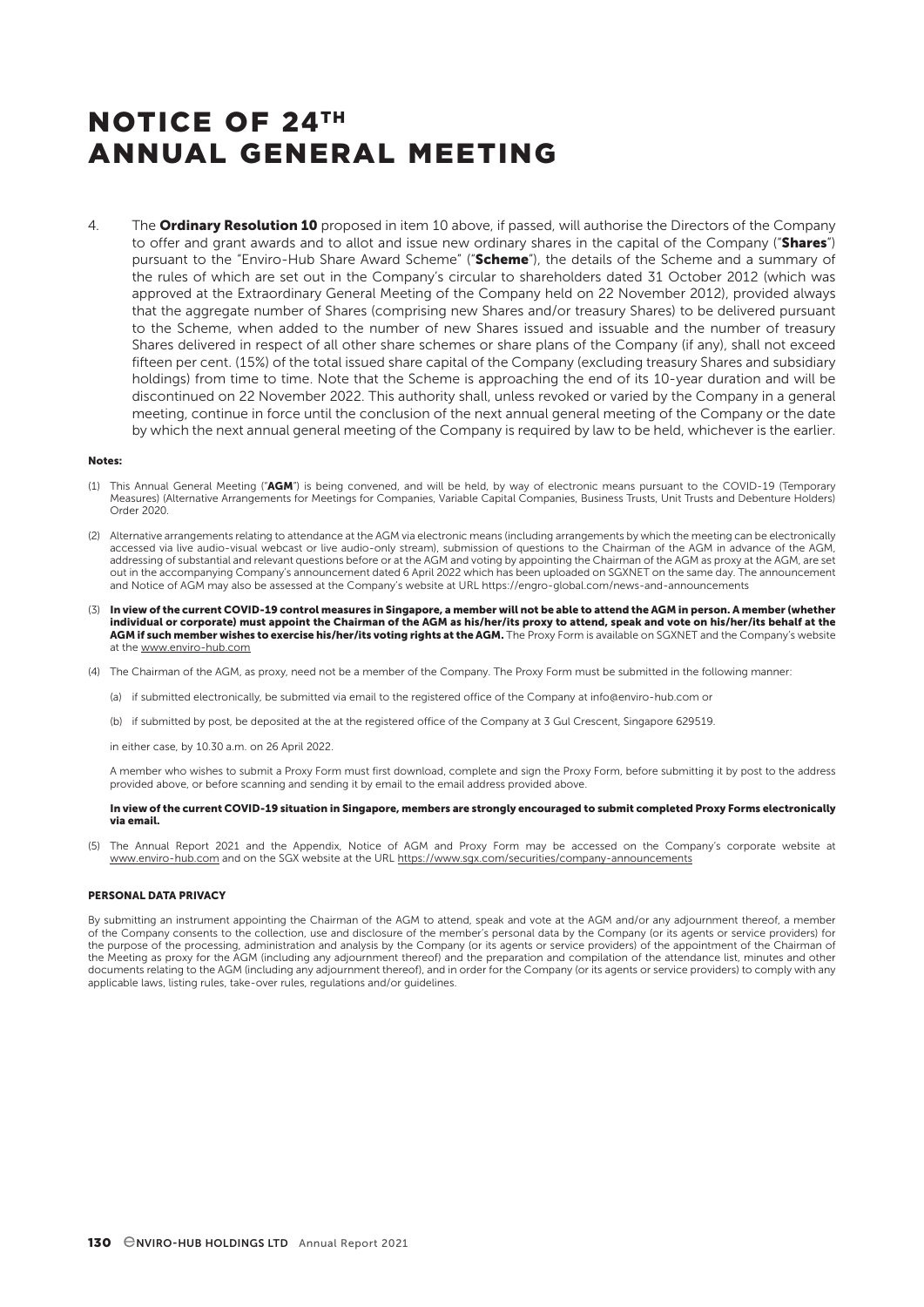# NOTICE OF 24TH ANNUAL GENERAL MEETING

4. The **Ordinary Resolution 10** proposed in item 10 above, if passed, will authorise the Directors of the Company to offer and grant awards and to allot and issue new ordinary shares in the capital of the Company ("**Shares**") pursuant to the "Enviro-Hub Share Award Scheme" ("**Scheme**"), the details of the Scheme and a summary of the rules of which are set out in the Company's circular to shareholders dated 31 October 2012 (which was approved at the Extraordinary General Meeting of the Company held on 22 November 2012), provided always that the aggregate number of Shares (comprising new Shares and/or treasury Shares) to be delivered pursuant to the Scheme, when added to the number of new Shares issued and issuable and the number of treasury Shares delivered in respect of all other share schemes or share plans of the Company (if any), shall not exceed fifteen per cent. (15%) of the total issued share capital of the Company (excluding treasury Shares and subsidiary holdings) from time to time. Note that the Scheme is approaching the end of its 10-year duration and will be discontinued on 22 November 2022. This authority shall, unless revoked or varied by the Company in a general meeting, continue in force until the conclusion of the next annual general meeting of the Company or the date by which the next annual general meeting of the Company is required by law to be held, whichever is the earlier.

**Notes:**

(1) This Annual General Meeting ("**AGM**") is being convened, and will be held, by way of electronic means pursuant to the COVID-19 (Temporary Measures) (Alternative Arrangements for Meetings for Companies, Variable Capital Companies, Business Trusts, Unit Trusts and Debenture Holders) Order 2020.

(2) Alternative arrangements relating to attendance at the AGM via electronic means (including arrangements by which the meeting can be electronically accessed via live audio-visual webcast or live audio-only stream), submission of questions to the Chairman of the AGM in advance of the AGM, addressing of substantial and relevant questions before or at the AGM and voting by appointing the Chairman of the AGM as proxy at the AGM, are set out in the accompanying Company's announcement dated 6 April 2022 which has been uploaded on SGXNET on the same day. The announcement and Notice of AGM may also be assessed at the Company's website at URL https://engro-global.com/news-and-announcements

(3) **In view of the current COVID-19 control measures in Singapore, a member will not be able to attend the AGM in person. A member (whether individual or corporate) must appoint the Chairman of the AGM as his/her/its proxy to attend, speak and vote on his/her/its behalf at the AGM if such member wishes to exercise his/her/its voting rights at the AGM.** The Proxy Form is available on SGXNET and the Company's website at the www.enviro-hub.com

(4) The Chairman of the AGM, as proxy, need not be a member of the Company. The Proxy Form must be submitted in the following manner:

  (a) if submitted electronically, be submitted via email to the registered office of the Company at info@enviro-hub.com or

  (b) if submitted by post, be deposited at the at the registered office of the Company at 3 Gul Crescent, Singapore 629519.

  in either case, by 10.30 a.m. on 26 April 2022.

  A member who wishes to submit a Proxy Form must first download, complete and sign the Proxy Form, before submitting it by post to the address provided above, or before scanning and sending it by email to the email address provided above.

  **In view of the current COVID-19 situation in Singapore, members are strongly encouraged to submit completed Proxy Forms electronically via email.**

(5) The Annual Report 2021 and the Appendix, Notice of AGM and Proxy Form may be accessed on the Company's corporate website at www.enviro-hub.com and on the SGX website at the URL https://www.sgx.com/securities/company-announcements

**PERSONAL DATA PRIVACY**

By submitting an instrument appointing the Chairman of the AGM to attend, speak and vote at the AGM and/or any adjournment thereof, a member of the Company consents to the collection, use and disclosure of the member's personal data by the Company (or its agents or service providers) for the purpose of the processing, administration and analysis by the Company (or its agents or service providers) of the appointment of the Chairman of the Meeting as proxy for the AGM (including any adjournment thereof) and the preparation and compilation of the attendance list, minutes and other documents relating to the AGM (including any adjournment thereof), and in order for the Company (or its agents or service providers) to comply with any applicable laws, listing rules, take-over rules, regulations and/or guidelines.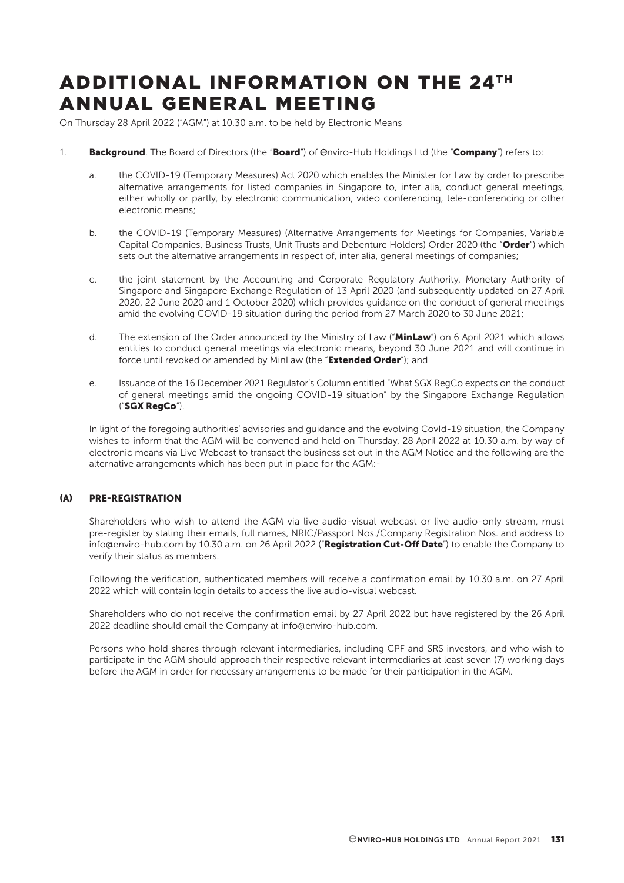# ADDITIONAL INFORMATION ON THE 24TH ANNUAL GENERAL MEETING

On Thursday 28 April 2022 ("AGM") at 10.30 a.m. to be held by Electronic Means

1. **Background**. The Board of Directors (the "**Board**") of Enviro-Hub Holdings Ltd (the "**Company**") refers to:

   a. the COVID-19 (Temporary Measures) Act 2020 which enables the Minister for Law by order to prescribe alternative arrangements for listed companies in Singapore to, inter alia, conduct general meetings, either wholly or partly, by electronic communication, video conferencing, tele-conferencing or other electronic means;

   b. the COVID-19 (Temporary Measures) (Alternative Arrangements for Meetings for Companies, Variable Capital Companies, Business Trusts, Unit Trusts and Debenture Holders) Order 2020 (the "**Order**") which sets out the alternative arrangements in respect of, inter alia, general meetings of companies;

   c. the joint statement by the Accounting and Corporate Regulatory Authority, Monetary Authority of Singapore and Singapore Exchange Regulation of 13 April 2020 (and subsequently updated on 27 April 2020, 22 June 2020 and 1 October 2020) which provides guidance on the conduct of general meetings amid the evolving COVID-19 situation during the period from 27 March 2020 to 30 June 2021;

   d. The extension of the Order announced by the Ministry of Law ("**MinLaw**") on 6 April 2021 which allows entities to conduct general meetings via electronic means, beyond 30 June 2021 and will continue in force until revoked or amended by MinLaw (the "**Extended Order**"); and

   e. Issuance of the 16 December 2021 Regulator's Column entitled "What SGX RegCo expects on the conduct of general meetings amid the ongoing COVID-19 situation" by the Singapore Exchange Regulation ("**SGX RegCo**").

   In light of the foregoing authorities' advisories and guidance and the evolving CovId-19 situation, the Company wishes to inform that the AGM will be convened and held on Thursday, 28 April 2022 at 10.30 a.m. by way of electronic means via Live Webcast to transact the business set out in the AGM Notice and the following are the alternative arrangements which has been put in place for the AGM:-

### (A) PRE-REGISTRATION

Shareholders who wish to attend the AGM via live audio-visual webcast or live audio-only stream, must pre-register by stating their emails, full names, NRIC/Passport Nos./Company Registration Nos. and address to info@enviro-hub.com by 10.30 a.m. on 26 April 2022 ("**Registration Cut-Off Date**") to enable the Company to verify their status as members.

Following the verification, authenticated members will receive a confirmation email by 10.30 a.m. on 27 April 2022 which will contain login details to access the live audio-visual webcast.

Shareholders who do not receive the confirmation email by 27 April 2022 but have registered by the 26 April 2022 deadline should email the Company at info@enviro-hub.com.

Persons who hold shares through relevant intermediaries, including CPF and SRS investors, and who wish to participate in the AGM should approach their respective relevant intermediaries at least seven (7) working days before the AGM in order for necessary arrangements to be made for their participation in the AGM.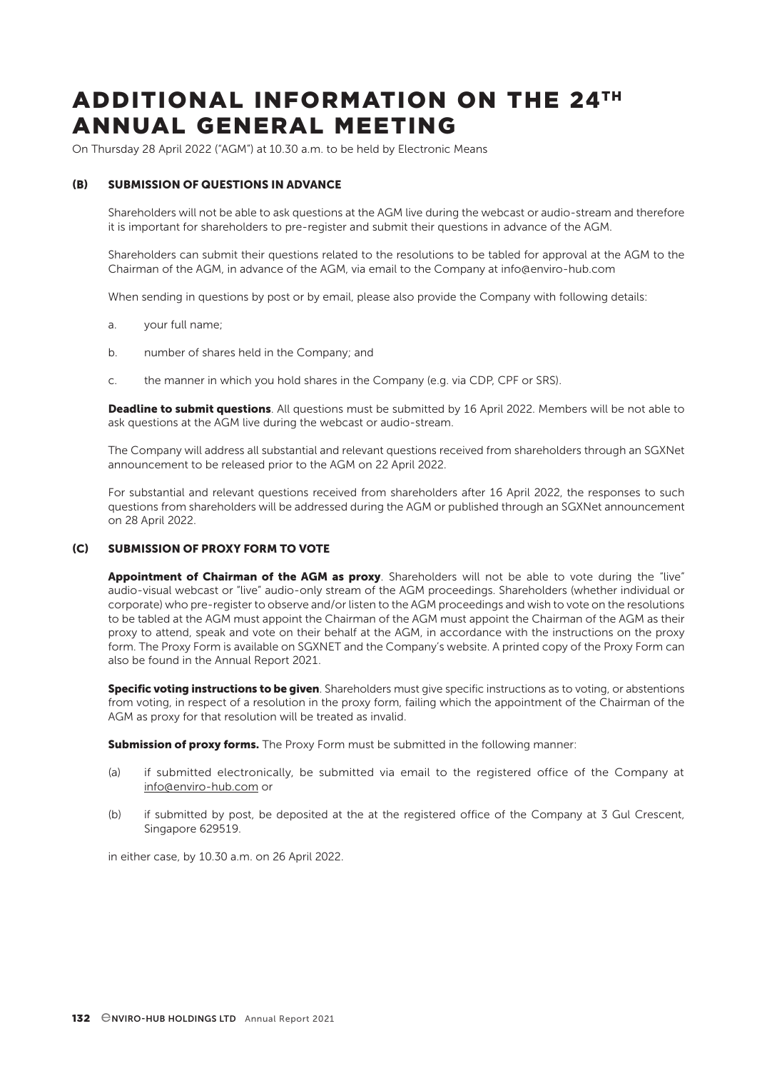# ADDITIONAL INFORMATION ON THE 24TH ANNUAL GENERAL MEETING

On Thursday 28 April 2022 ("AGM") at 10.30 a.m. to be held by Electronic Means

## (B) SUBMISSION OF QUESTIONS IN ADVANCE

Shareholders will not be able to ask questions at the AGM live during the webcast or audio-stream and therefore it is important for shareholders to pre-register and submit their questions in advance of the AGM.

Shareholders can submit their questions related to the resolutions to be tabled for approval at the AGM to the Chairman of the AGM, in advance of the AGM, via email to the Company at info@enviro-hub.com

When sending in questions by post or by email, please also provide the Company with following details:

a. your full name;

b. number of shares held in the Company; and

c. the manner in which you hold shares in the Company (e.g. via CDP, CPF or SRS).

**Deadline to submit questions**. All questions must be submitted by 16 April 2022. Members will be not able to ask questions at the AGM live during the webcast or audio-stream.

The Company will address all substantial and relevant questions received from shareholders through an SGXNet announcement to be released prior to the AGM on 22 April 2022.

For substantial and relevant questions received from shareholders after 16 April 2022, the responses to such questions from shareholders will be addressed during the AGM or published through an SGXNet announcement on 28 April 2022.

## (C) SUBMISSION OF PROXY FORM TO VOTE

**Appointment of Chairman of the AGM as proxy**. Shareholders will not be able to vote during the "live" audio-visual webcast or "live" audio-only stream of the AGM proceedings. Shareholders (whether individual or corporate) who pre-register to observe and/or listen to the AGM proceedings and wish to vote on the resolutions to be tabled at the AGM must appoint the Chairman of the AGM must appoint the Chairman of the AGM as their proxy to attend, speak and vote on their behalf at the AGM, in accordance with the instructions on the proxy form. The Proxy Form is available on SGXNET and the Company's website. A printed copy of the Proxy Form can also be found in the Annual Report 2021.

**Specific voting instructions to be given**. Shareholders must give specific instructions as to voting, or abstentions from voting, in respect of a resolution in the proxy form, failing which the appointment of the Chairman of the AGM as proxy for that resolution will be treated as invalid.

**Submission of proxy forms.** The Proxy Form must be submitted in the following manner:

(a) if submitted electronically, be submitted via email to the registered office of the Company at info@enviro-hub.com or

(b) if submitted by post, be deposited at the at the registered office of the Company at 3 Gul Crescent, Singapore 629519.

in either case, by 10.30 a.m. on 26 April 2022.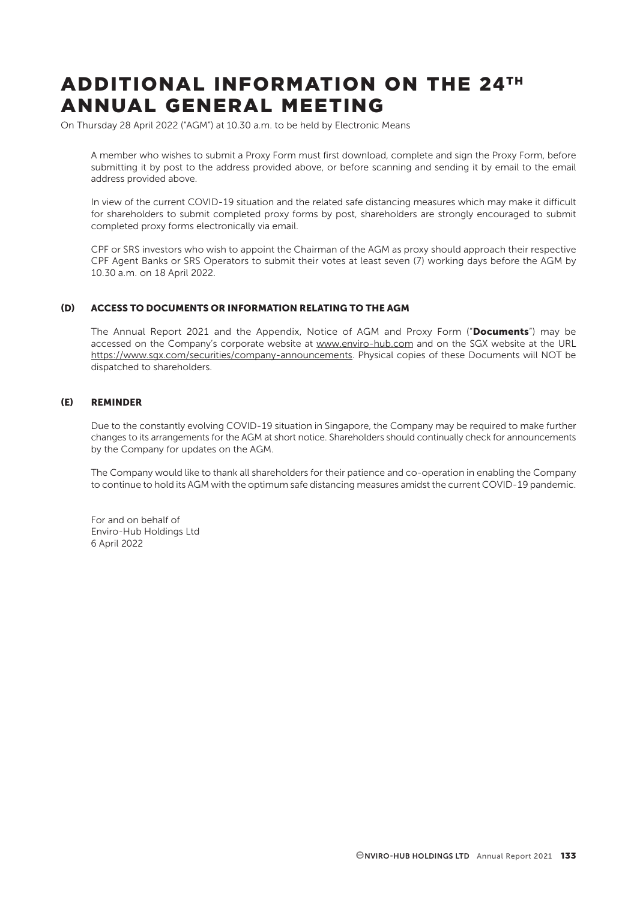# ADDITIONAL INFORMATION ON THE 24TH ANNUAL GENERAL MEETING

On Thursday 28 April 2022 ("AGM") at 10.30 a.m. to be held by Electronic Means

A member who wishes to submit a Proxy Form must first download, complete and sign the Proxy Form, before submitting it by post to the address provided above, or before scanning and sending it by email to the email address provided above.

In view of the current COVID-19 situation and the related safe distancing measures which may make it difficult for shareholders to submit completed proxy forms by post, shareholders are strongly encouraged to submit completed proxy forms electronically via email.

CPF or SRS investors who wish to appoint the Chairman of the AGM as proxy should approach their respective CPF Agent Banks or SRS Operators to submit their votes at least seven (7) working days before the AGM by 10.30 a.m. on 18 April 2022.

### (D) ACCESS TO DOCUMENTS OR INFORMATION RELATING TO THE AGM

The Annual Report 2021 and the Appendix, Notice of AGM and Proxy Form ("**Documents**") may be accessed on the Company's corporate website at www.enviro-hub.com and on the SGX website at the URL https://www.sgx.com/securities/company-announcements. Physical copies of these Documents will NOT be dispatched to shareholders.

### (E) REMINDER

Due to the constantly evolving COVID-19 situation in Singapore, the Company may be required to make further changes to its arrangements for the AGM at short notice. Shareholders should continually check for announcements by the Company for updates on the AGM.

The Company would like to thank all shareholders for their patience and co-operation in enabling the Company to continue to hold its AGM with the optimum safe distancing measures amidst the current COVID-19 pandemic.

For and on behalf of
Enviro-Hub Holdings Ltd
6 April 2022